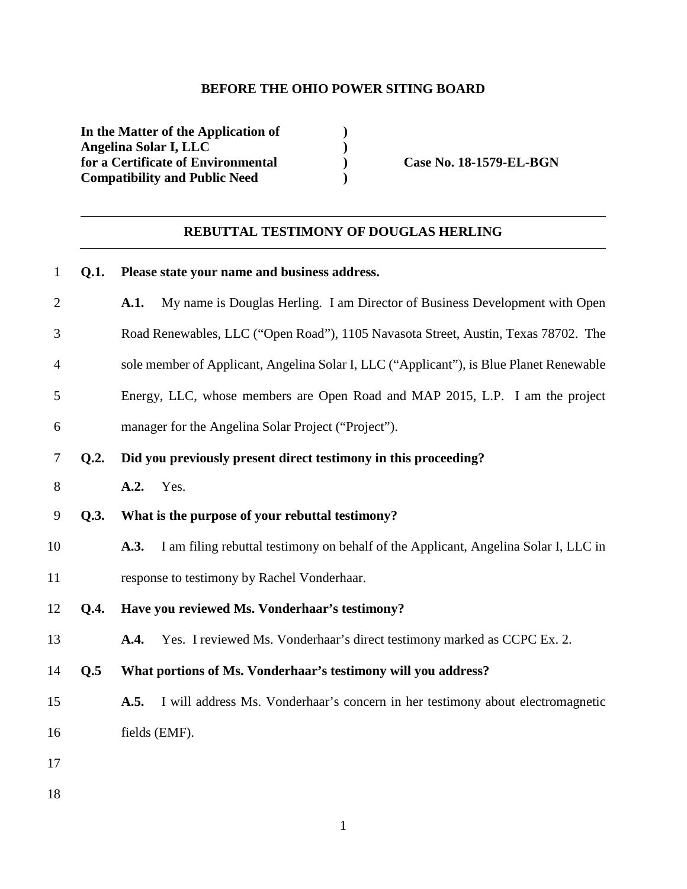**BEFORE THE OHIO POWER SITING BOARD**

| | | |
|---|---|---|
| **In the Matter of the Application of Angelina Solar I, LLC for a Certificate of Environmental Compatibility and Public Need** | **)** **)** **)** **)** | **Case No. 18-1579-EL-BGN** |

---

## REBUTTAL TESTIMONY OF DOUGLAS HERLING

---

**Q.1. Please state your name and business address.**

**A.1.** My name is Douglas Herling. I am Director of Business Development with Open Road Renewables, LLC ("Open Road"), 1105 Navasota Street, Austin, Texas 78702. The sole member of Applicant, Angelina Solar I, LLC ("Applicant"), is Blue Planet Renewable Energy, LLC, whose members are Open Road and MAP 2015, L.P. I am the project manager for the Angelina Solar Project ("Project").

**Q.2. Did you previously present direct testimony in this proceeding?**

**A.2.** Yes.

**Q.3. What is the purpose of your rebuttal testimony?**

**A.3.** I am filing rebuttal testimony on behalf of the Applicant, Angelina Solar I, LLC in response to testimony by Rachel Vonderhaar.

**Q.4. Have you reviewed Ms. Vonderhaar's testimony?**

**A.4.** Yes. I reviewed Ms. Vonderhaar's direct testimony marked as CCPC Ex. 2.

**Q.5 What portions of Ms. Vonderhaar's testimony will you address?**

**A.5.** I will address Ms. Vonderhaar's concern in her testimony about electromagnetic fields (EMF).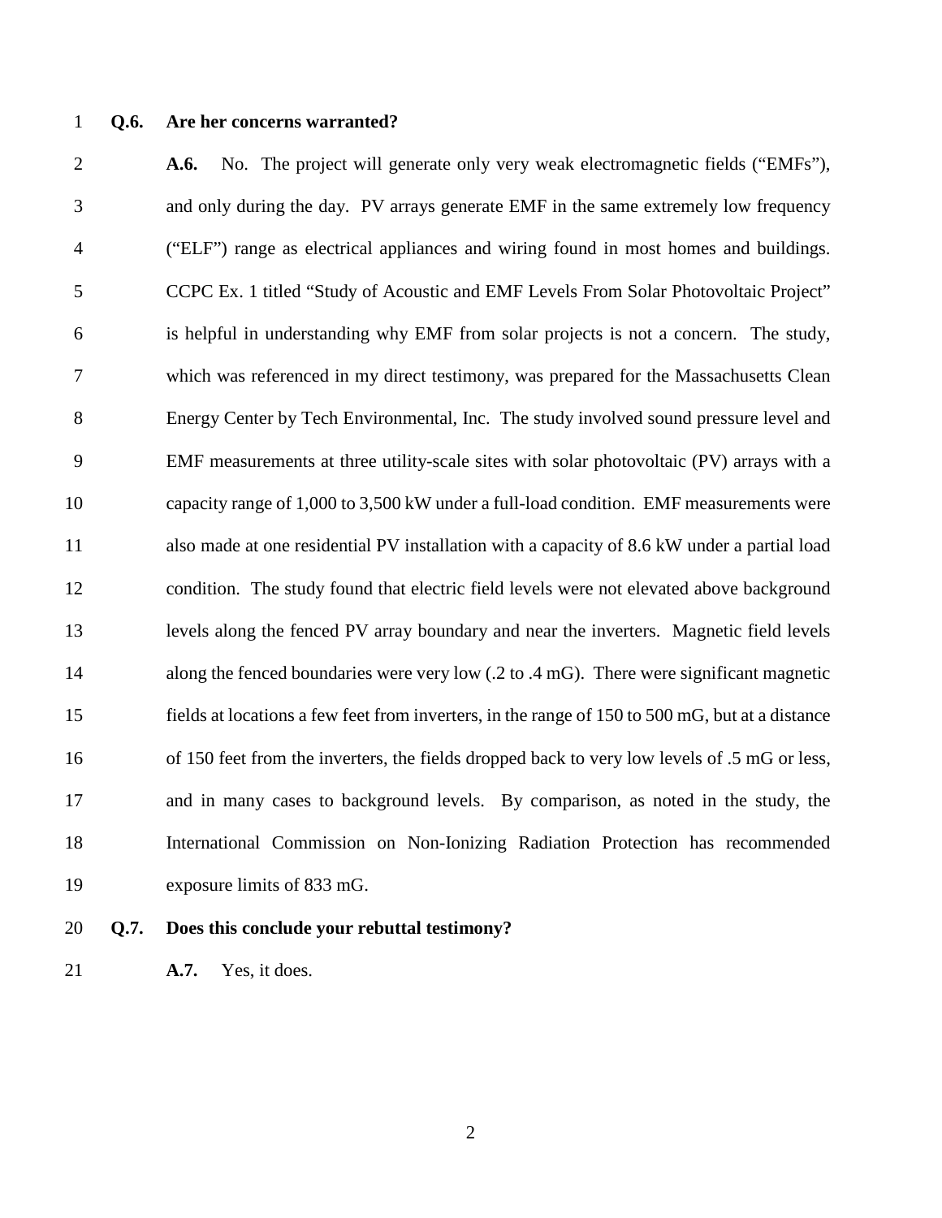**Q.6. Are her concerns warranted?**

**A.6.** No. The project will generate only very weak electromagnetic fields ("EMFs"), and only during the day. PV arrays generate EMF in the same extremely low frequency ("ELF") range as electrical appliances and wiring found in most homes and buildings. CCPC Ex. 1 titled "Study of Acoustic and EMF Levels From Solar Photovoltaic Project" is helpful in understanding why EMF from solar projects is not a concern. The study, which was referenced in my direct testimony, was prepared for the Massachusetts Clean Energy Center by Tech Environmental, Inc. The study involved sound pressure level and EMF measurements at three utility-scale sites with solar photovoltaic (PV) arrays with a capacity range of 1,000 to 3,500 kW under a full-load condition. EMF measurements were also made at one residential PV installation with a capacity of 8.6 kW under a partial load condition. The study found that electric field levels were not elevated above background levels along the fenced PV array boundary and near the inverters. Magnetic field levels along the fenced boundaries were very low (.2 to .4 mG). There were significant magnetic fields at locations a few feet from inverters, in the range of 150 to 500 mG, but at a distance of 150 feet from the inverters, the fields dropped back to very low levels of .5 mG or less, and in many cases to background levels. By comparison, as noted in the study, the International Commission on Non-Ionizing Radiation Protection has recommended exposure limits of 833 mG.

**Q.7. Does this conclude your rebuttal testimony?**

**A.7.** Yes, it does.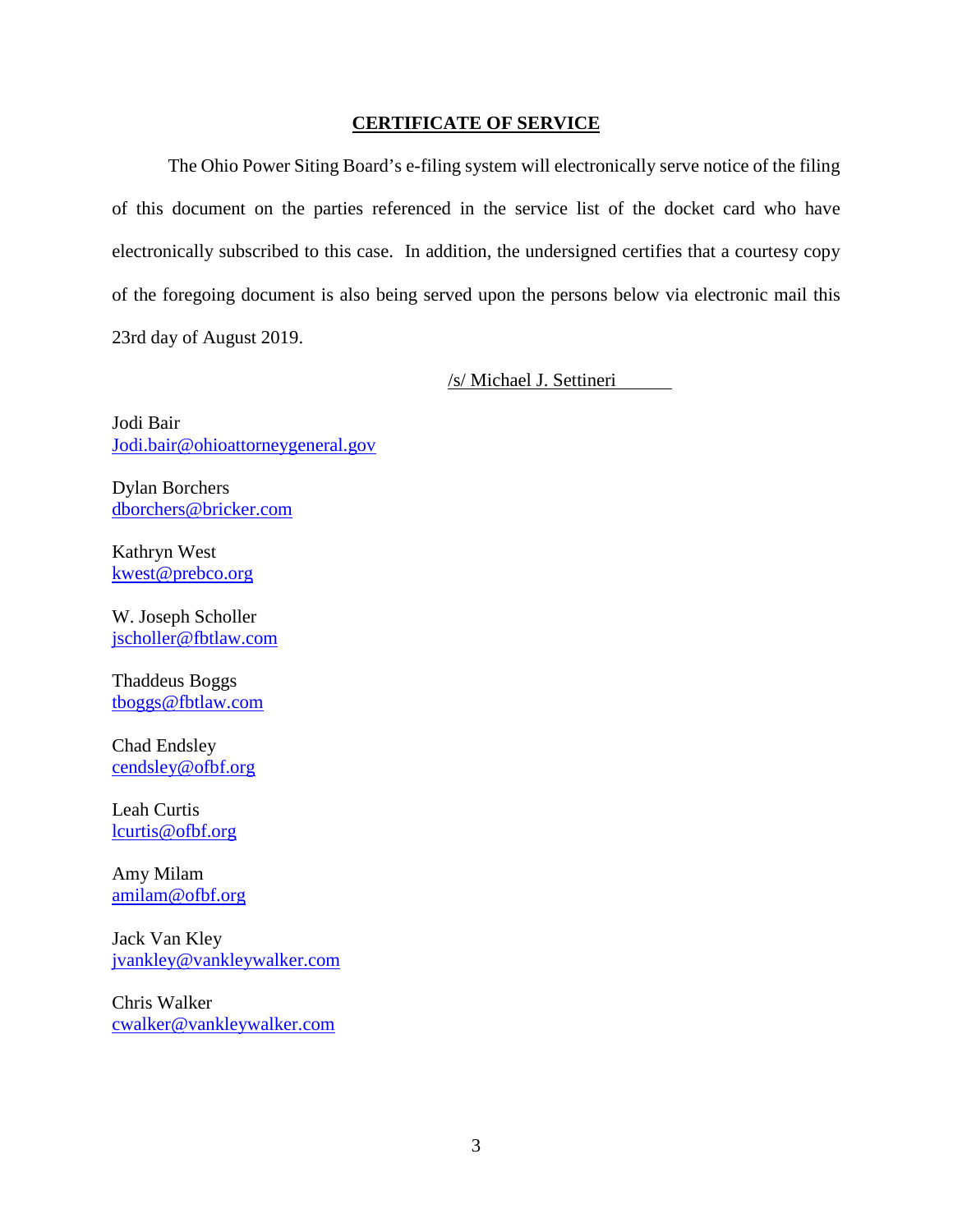## CERTIFICATE OF SERVICE

The Ohio Power Siting Board's e-filing system will electronically serve notice of the filing of this document on the parties referenced in the service list of the docket card who have electronically subscribed to this case. In addition, the undersigned certifies that a courtesy copy of the foregoing document is also being served upon the persons below via electronic mail this 23rd day of August 2019.

/s/ Michael J. Settineri

Jodi Bair
Jodi.bair@ohioattorneygeneral.gov

Dylan Borchers
dborchers@bricker.com

Kathryn West
kwest@prebco.org

W. Joseph Scholler
jscholler@fbtlaw.com

Thaddeus Boggs
tboggs@fbtlaw.com

Chad Endsley
cendsley@ofbf.org

Leah Curtis
lcurtis@ofbf.org

Amy Milam
amilam@ofbf.org

Jack Van Kley
jvankley@vankleywalker.com

Chris Walker
cwalker@vankleywalker.com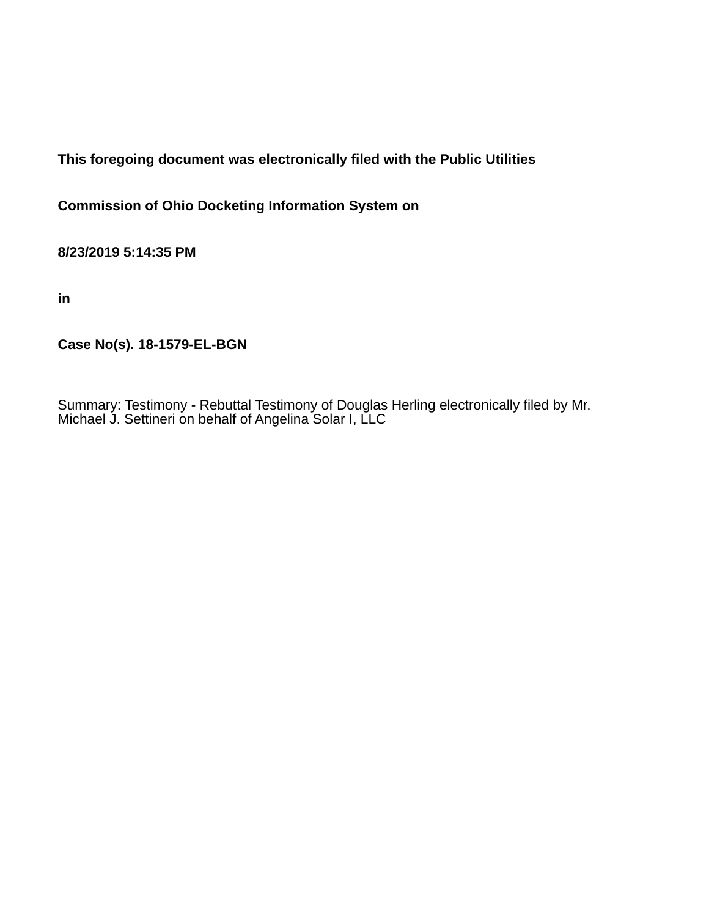**This foregoing document was electronically filed with the Public Utilities**

**Commission of Ohio Docketing Information System on**

**8/23/2019 5:14:35 PM**

**in**

**Case No(s). 18-1579-EL-BGN**

Summary: Testimony - Rebuttal Testimony of Douglas Herling electronically filed by Mr. Michael J. Settineri on behalf of Angelina Solar I, LLC